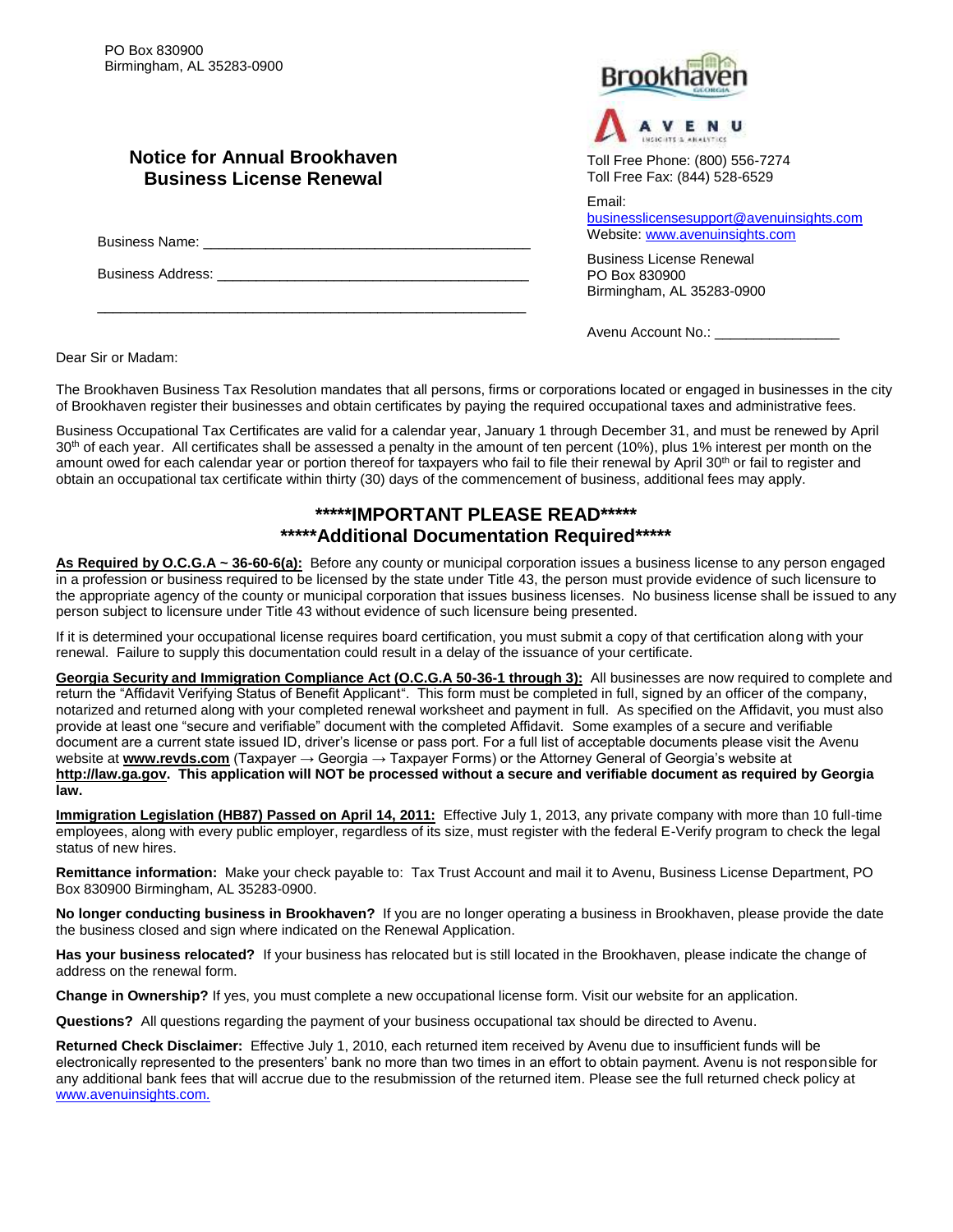PO Box 830900
Birmingham, AL 35283-0900

## Notice for Annual Brookhaven Business License Renewal

Business Name: ___________________________________________

Business Address: ________________________________________

__________________________________________________________

Toll Free Phone: (800) 556-7274
Toll Free Fax: (844) 528-6529

Email: businesslicensesupport@avenuinsights.com
Website: www.avenuinsights.com

Business License Renewal
PO Box 830900
Birmingham, AL 35283-0900

Avenu Account No.: ________________

Dear Sir or Madam:

The Brookhaven Business Tax Resolution mandates that all persons, firms or corporations located or engaged in businesses in the city of Brookhaven register their businesses and obtain certificates by paying the required occupational taxes and administrative fees.

Business Occupational Tax Certificates are valid for a calendar year, January 1 through December 31, and must be renewed by April 30th of each year. All certificates shall be assessed a penalty in the amount of ten percent (10%), plus 1% interest per month on the amount owed for each calendar year or portion thereof for taxpayers who fail to file their renewal by April 30th or fail to register and obtain an occupational tax certificate within thirty (30) days of the commencement of business, additional fees may apply.

## *****IMPORTANT PLEASE READ*****
## *****Additional Documentation Required*****

**As Required by O.C.G.A ~ 36-60-6(a):** Before any county or municipal corporation issues a business license to any person engaged in a profession or business required to be licensed by the state under Title 43, the person must provide evidence of such licensure to the appropriate agency of the county or municipal corporation that issues business licenses. No business license shall be issued to any person subject to licensure under Title 43 without evidence of such licensure being presented.

If it is determined your occupational license requires board certification, you must submit a copy of that certification along with your renewal. Failure to supply this documentation could result in a delay of the issuance of your certificate.

**Georgia Security and Immigration Compliance Act (O.C.G.A 50-36-1 through 3):** All businesses are now required to complete and return the "Affidavit Verifying Status of Benefit Applicant". This form must be completed in full, signed by an officer of the company, notarized and returned along with your completed renewal worksheet and payment in full. As specified on the Affidavit, you must also provide at least one "secure and verifiable" document with the completed Affidavit. Some examples of a secure and verifiable document are a current state issued ID, driver's license or pass port. For a full list of acceptable documents please visit the Avenu website at **www.revds.com** (Taxpayer → Georgia → Taxpayer Forms) or the Attorney General of Georgia's website at **http://law.ga.gov**. **This application will NOT be processed without a secure and verifiable document as required by Georgia law.**

**Immigration Legislation (HB87) Passed on April 14, 2011:** Effective July 1, 2013, any private company with more than 10 full-time employees, along with every public employer, regardless of its size, must register with the federal E-Verify program to check the legal status of new hires.

**Remittance information:** Make your check payable to: Tax Trust Account and mail it to Avenu, Business License Department, PO Box 830900 Birmingham, AL 35283-0900.

**No longer conducting business in Brookhaven?** If you are no longer operating a business in Brookhaven, please provide the date the business closed and sign where indicated on the Renewal Application.

**Has your business relocated?** If your business has relocated but is still located in the Brookhaven, please indicate the change of address on the renewal form.

**Change in Ownership?** If yes, you must complete a new occupational license form. Visit our website for an application.

**Questions?** All questions regarding the payment of your business occupational tax should be directed to Avenu.

**Returned Check Disclaimer:** Effective July 1, 2010, each returned item received by Avenu due to insufficient funds will be electronically represented to the presenters' bank no more than two times in an effort to obtain payment. Avenu is not responsible for any additional bank fees that will accrue due to the resubmission of the returned item. Please see the full returned check policy at www.avenuinsights.com.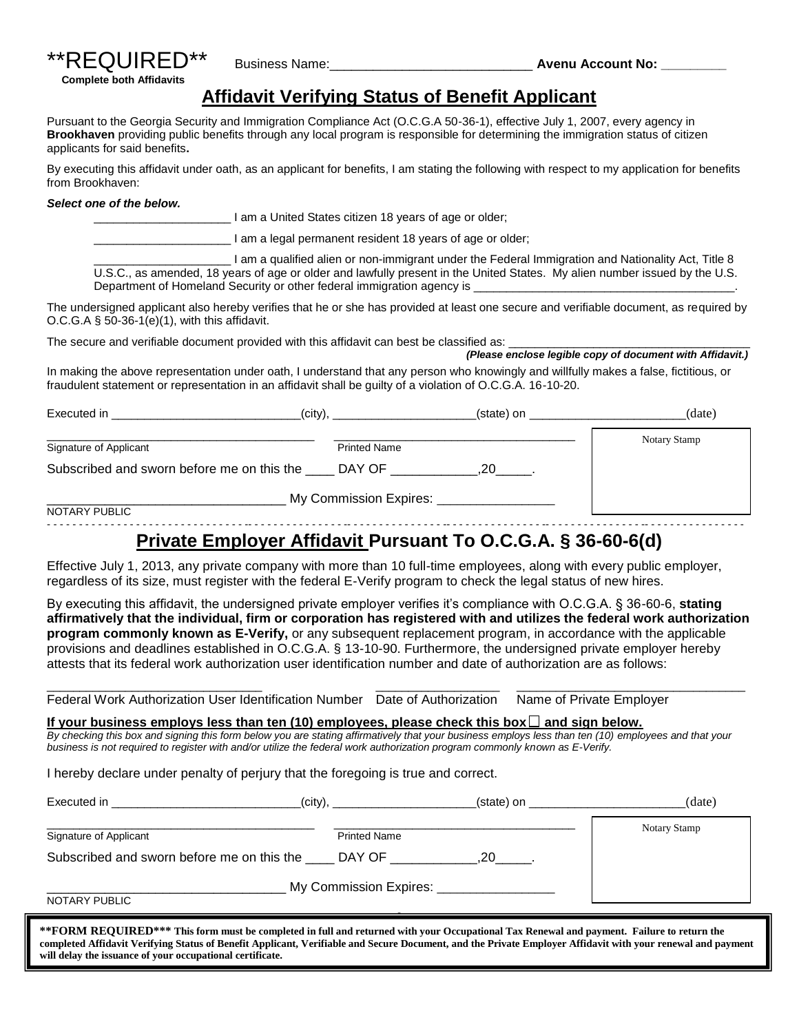**REQUIRED**
**Complete both Affidavits**

Business Name:___________________________ **Avenu Account No: ________**

## Affidavit Verifying Status of Benefit Applicant

Pursuant to the Georgia Security and Immigration Compliance Act (O.C.G.A 50-36-1), effective July 1, 2007, every agency in **Brookhaven** providing public benefits through any local program is responsible for determining the immigration status of citizen applicants for said benefits**.**

By executing this affidavit under oath, as an applicant for benefits, I am stating the following with respect to my application for benefits from Brookhaven:

***Select one of the below.***

_____________________ I am a United States citizen 18 years of age or older;

_____________________ I am a legal permanent resident 18 years of age or older;

_____________________ I am a qualified alien or non-immigrant under the Federal Immigration and Nationality Act, Title 8 U.S.C., as amended, 18 years of age or older and lawfully present in the United States. My alien number issued by the U.S. Department of Homeland Security or other federal immigration agency is ________________________________________.

The undersigned applicant also hereby verifies that he or she has provided at least one secure and verifiable document, as required by O.C.G.A § 50-36-1(e)(1), with this affidavit.

The secure and verifiable document provided with this affidavit can best be classified as: ____________________________________
***(Please enclose legible copy of document with Affidavit.)***

In making the above representation under oath, I understand that any person who knowingly and willfully makes a false, fictitious, or fraudulent statement or representation in an affidavit shall be guilty of a violation of O.C.G.A. 16-10-20.

Executed in ____________________________(city), _____________________(state) on _______________________(date)

________________________________________ ____________________________________
Signature of Applicant Printed Name

Subscribed and sworn before me on this the ____ DAY OF ____________,20_____.

__________________________________ My Commission Expires: ________________
NOTARY PUBLIC

Notary Stamp

---

## Private Employer Affidavit Pursuant To O.C.G.A. § 36-60-6(d)

Effective July 1, 2013, any private company with more than 10 full-time employees, along with every public employer, regardless of its size, must register with the federal E-Verify program to check the legal status of new hires.

By executing this affidavit, the undersigned private employer verifies it's compliance with O.C.G.A. § 36-60-6, **stating affirmatively that the individual, firm or corporation has registered with and utilizes the federal work authorization program commonly known as E-Verify,** or any subsequent replacement program, in accordance with the applicable provisions and deadlines established in O.C.G.A. § 13-10-90. Furthermore, the undersigned private employer hereby attests that its federal work authorization user identification number and date of authorization are as follows:

______________________________ _________________ ________________________________
Federal Work Authorization User Identification Number Date of Authorization Name of Private Employer

**If your business employs less than ten (10) employees, please check this box ☐ and sign below.**
*By checking this box and signing this form below you are stating affirmatively that your business employs less than ten (10) employees and that your business is not required to register with and/or utilize the federal work authorization program commonly known as E-Verify.*

I hereby declare under penalty of perjury that the foregoing is true and correct.

Executed in ____________________________(city), _____________________(state) on _______________________(date)

________________________________________ ____________________________________
Signature of Applicant Printed Name

Subscribed and sworn before me on this the ____ DAY OF ____________,20_____.

__________________________________ My Commission Expires: ________________
NOTARY PUBLIC

Notary Stamp

**\*\*FORM REQUIRED\*\*\* This form must be completed in full and returned with your Occupational Tax Renewal and payment. Failure to return the completed Affidavit Verifying Status of Benefit Applicant, Verifiable and Secure Document, and the Private Employer Affidavit with your renewal and payment will delay the issuance of your occupational certificate.**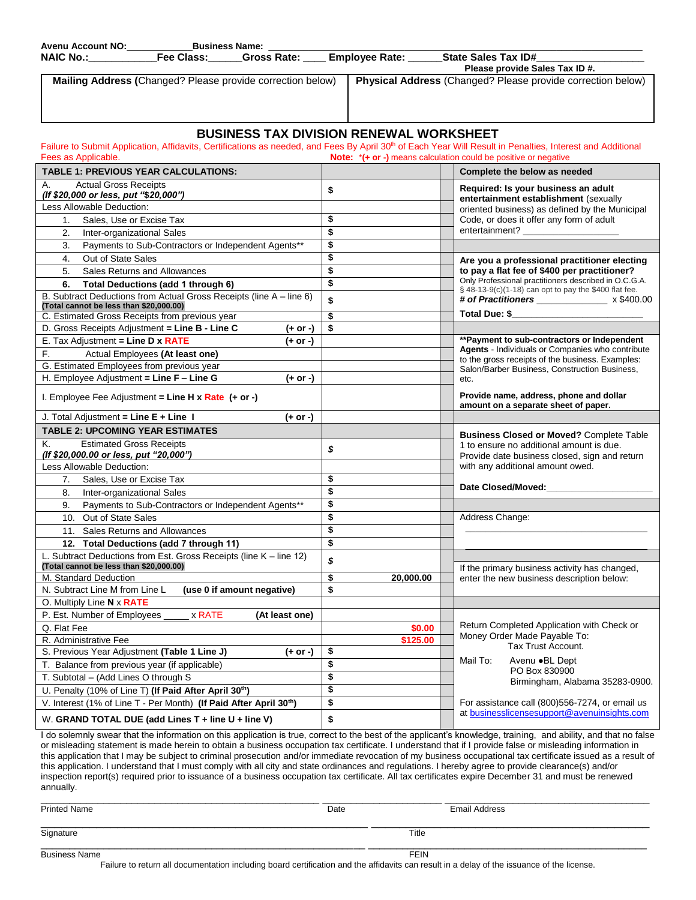**Avenu Account NO:**_____________ **Business Name:** _______________________________________________

**NAIC No.:**_____________ **Fee Class:**______ **Gross Rate:** ____ **Employee Rate:** ______ **State Sales Tax ID#**__________________

**Please provide Sales Tax ID #.**

| **Mailing Address (**Changed? Please provide correction below) | **Physical Address** (Changed? Please provide correction below) |
|---|---|
| | |

# BUSINESS TAX DIVISION RENEWAL WORKSHEET

Failure to Submit Application, Affidavits, Certifications as needed, and Fees By April 30th of Each Year Will Result in Penalties, Interest and Additional Fees as Applicable. **Note:** *****(+ or -)** means calculation could be positive or negative

| **TABLE 1: PREVIOUS YEAR CALCULATIONS:** | |
|---|---|
| A. Actual Gross Receipts *(If $20,000 or less, put "$20,000")* | $ |
| Less Allowable Deduction: | |
| 1. Sales, Use or Excise Tax | $ |
| 2. Inter-organizational Sales | $ |
| 3. Payments to Sub-Contractors or Independent Agents** | $ |
| 4. Out of State Sales | $ |
| 5. Sales Returns and Allowances | $ |
| **6. Total Deductions (add 1 through 6)** | $ |
| B. Subtract Deductions from Actual Gross Receipts (line A – line 6) **(Total cannot be less than $20,000.00)** | $ |
| C. Estimated Gross Receipts from previous year | $ |
| D. Gross Receipts Adjustment **= Line B - Line C** **(+ or -)** | $ |
| E. Tax Adjustment **= Line D x RATE** **(+ or -)** | |
| F. Actual Employees **(At least one)** | |
| G. Estimated Employees from previous year | |
| H. Employee Adjustment **= Line F – Line G** **(+ or -)** | |
| I. Employee Fee Adjustment **= Line H x** Rate **(+ or -)** | |
| J. Total Adjustment **= Line E + Line I** **(+ or -)** | |
| **TABLE 2: UPCOMING YEAR ESTIMATES** | |
| K. Estimated Gross Receipts *(If $20,000.00 or less, put "20,000")* | $ |
| Less Allowable Deduction: | |
| 7. Sales, Use or Excise Tax | $ |
| 8. Inter-organizational Sales | $ |
| 9. Payments to Sub-Contractors or Independent Agents** | $ |
| 10. Out of State Sales | $ |
| 11. Sales Returns and Allowances | $ |
| **12. Total Deductions (add 7 through 11)** | $ |
| L. Subtract Deductions from Est. Gross Receipts (line K – line 12) **(Total cannot be less than $20,000.00)** | $ |
| M. Standard Deduction | $ 20,000.00 |
| N. Subtract Line M from Line L **(use 0 if amount negative)** | $ |
| O. Multiply Line **N** x **RATE** | |
| P. Est. Number of Employees _____ x RATE **(At least one)** | |
| Q. Flat Fee | $0.00 |
| R. Administrative Fee | $125.00 |
| S. Previous Year Adjustment **(Table 1 Line J)** **(+ or -)** | $ |
| T. Balance from previous year (if applicable) | $ |
| T. Subtotal – (Add Lines O through S | $ |
| U. Penalty (10% of Line T) **(If Paid After April 30th)** | $ |
| V. Interest (1% of Line T - Per Month) **(If Paid After April 30th)** | $ |
| **W. GRAND TOTAL DUE (add Lines T + line U + line V)** | $ |

**Complete the below as needed**

**Required: Is your business an adult entertainment establishment** (sexually oriented business) as defined by the Municipal Code, or does it offer any form of adult entertainment? ________________

**Are you a professional practitioner electing to pay a flat fee of $400 per practitioner?**
Only Professional practitioners described in O.C.G.A. § 48-13-9(c)(1-18) can opt to pay the $400 flat fee.
***# of Practitioners*** _____________ x $400.00
**Total Due: $**______________________

****Payment to sub-contractors or Independent Agents** - Individuals or Companies who contribute to the gross receipts of the business. Examples: Salon/Barber Business, Construction Business, etc.

**Provide name, address, phone and dollar amount on a separate sheet of paper.**

**Business Closed or Moved?** Complete Table 1 to ensure no additional amount is due. Provide date business closed, sign and return with any additional amount owed.

**Date Closed/Moved:**____________________

Address Change:

______________________________________

______________________________________

If the primary business activity has changed, enter the new business description below:

Return Completed Application with Check or Money Order Made Payable To:
Tax Trust Account.

Mail To: Avenu ●BL Dept
PO Box 830900
Birmingham, Alabama 35283-0900.

For assistance call (800)556-7274, or email us at businesslicensesupport@avenuinsights.com

I do solemnly swear that the information on this application is true, correct to the best of the applicant's knowledge, training, and ability, and that no false or misleading statement is made herein to obtain a business occupation tax certificate. I understand that if I provide false or misleading information in this application that I may be subject to criminal prosecution and/or immediate revocation of my business occupational tax certificate issued as a result of this application. I understand that I must comply with all city and state ordinances and regulations. I hereby agree to provide clearance(s) and/or inspection report(s) required prior to issuance of a business occupation tax certificate. All tax certificates expire December 31 and must be renewed annually.

Printed Name _______________ Date _______________ Email Address _______________

Signature _______________ Title _______________

Business Name _______________ FEIN _______________

Failure to return all documentation including board certification and the affidavits can result in a delay of the issuance of the license.